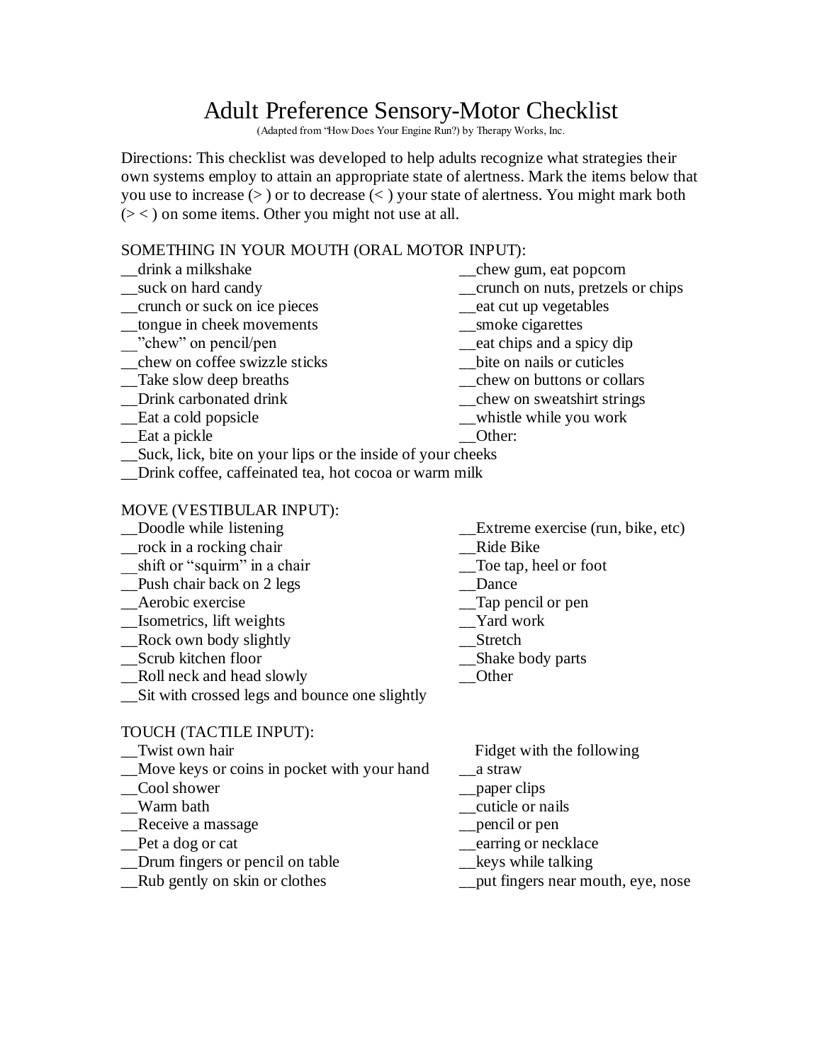# Adult Preference Sensory-Motor Checklist

(Adapted from "How Does Your Engine Run?) by Therapy Works, Inc.

Directions: This checklist was developed to help adults recognize what strategies their own systems employ to attain an appropriate state of alertness. Mark the items below that you use to increase (> ) or to decrease (< ) your state of alertness. You might mark both (> < ) on some items. Other you might not use at all.

SOMETHING IN YOUR MOUTH (ORAL MOTOR INPUT):

__drink a milkshake
__suck on hard candy
__crunch or suck on ice pieces
__tongue in cheek movements
__"chew" on pencil/pen
__chew on coffee swizzle sticks
__Take slow deep breaths
__Drink carbonated drink
__Eat a cold popsicle
__Eat a pickle
__chew gum, eat popcorn
__crunch on nuts, pretzels or chips
__eat cut up vegetables
__smoke cigarettes
__eat chips and a spicy dip
__bite on nails or cuticles
__chew on buttons or collars
__chew on sweatshirt strings
__whistle while you work
__Other:
__Suck, lick, bite on your lips or the inside of your cheeks
__Drink coffee, caffeinated tea, hot cocoa or warm milk

MOVE (VESTIBULAR INPUT):

__Doodle while listening
__rock in a rocking chair
__shift or "squirm" in a chair
__Push chair back on 2 legs
__Aerobic exercise
__Isometrics, lift weights
__Rock own body slightly
__Scrub kitchen floor
__Roll neck and head slowly
__Extreme exercise (run, bike, etc)
__Ride Bike
__Toe tap, heel or foot
__Dance
__Tap pencil or pen
__Yard work
__Stretch
__Shake body parts
__Other
__Sit with crossed legs and bounce one slightly

TOUCH (TACTILE INPUT):

__Twist own hair
__Move keys or coins in pocket with your hand
__Cool shower
__Warm bath
__Receive a massage
__Pet a dog or cat
__Drum fingers or pencil on table
__Rub gently on skin or clothes

Fidget with the following
__a straw
__paper clips
__cuticle or nails
__pencil or pen
__earring or necklace
__keys while talking
__put fingers near mouth, eye, nose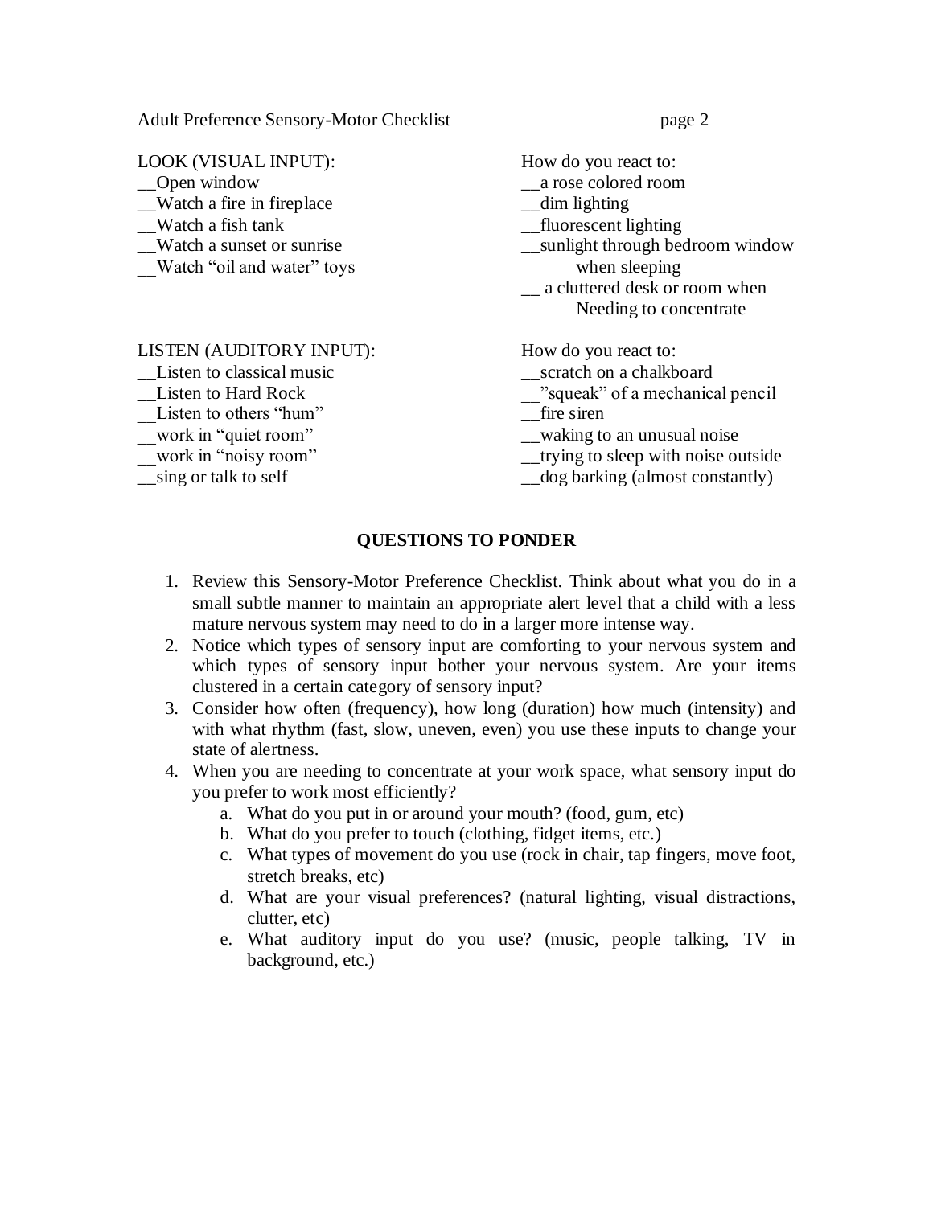LOOK (VISUAL INPUT):

__Open window
__Watch a fire in fireplace
__Watch a fish tank
__Watch a sunset or sunrise
__Watch "oil and water" toys

How do you react to:

__a rose colored room
__dim lighting
__fluorescent lighting
__sunlight through bedroom window when sleeping
__ a cluttered desk or room when Needing to concentrate

LISTEN (AUDITORY INPUT):

__Listen to classical music
__Listen to Hard Rock
__Listen to others "hum"
__work in "quiet room"
__work in "noisy room"
__sing or talk to self

How do you react to:

__scratch on a chalkboard
__"squeak" of a mechanical pencil
__fire siren
__waking to an unusual noise
__trying to sleep with noise outside
__dog barking (almost constantly)

## QUESTIONS TO PONDER

1. Review this Sensory-Motor Preference Checklist. Think about what you do in a small subtle manner to maintain an appropriate alert level that a child with a less mature nervous system may need to do in a larger more intense way.
2. Notice which types of sensory input are comforting to your nervous system and which types of sensory input bother your nervous system. Are your items clustered in a certain category of sensory input?
3. Consider how often (frequency), how long (duration) how much (intensity) and with what rhythm (fast, slow, uneven, even) you use these inputs to change your state of alertness.
4. When you are needing to concentrate at your work space, what sensory input do you prefer to work most efficiently?
   a. What do you put in or around your mouth? (food, gum, etc)
   b. What do you prefer to touch (clothing, fidget items, etc.)
   c. What types of movement do you use (rock in chair, tap fingers, move foot, stretch breaks, etc)
   d. What are your visual preferences? (natural lighting, visual distractions, clutter, etc)
   e. What auditory input do you use? (music, people talking, TV in background, etc.)